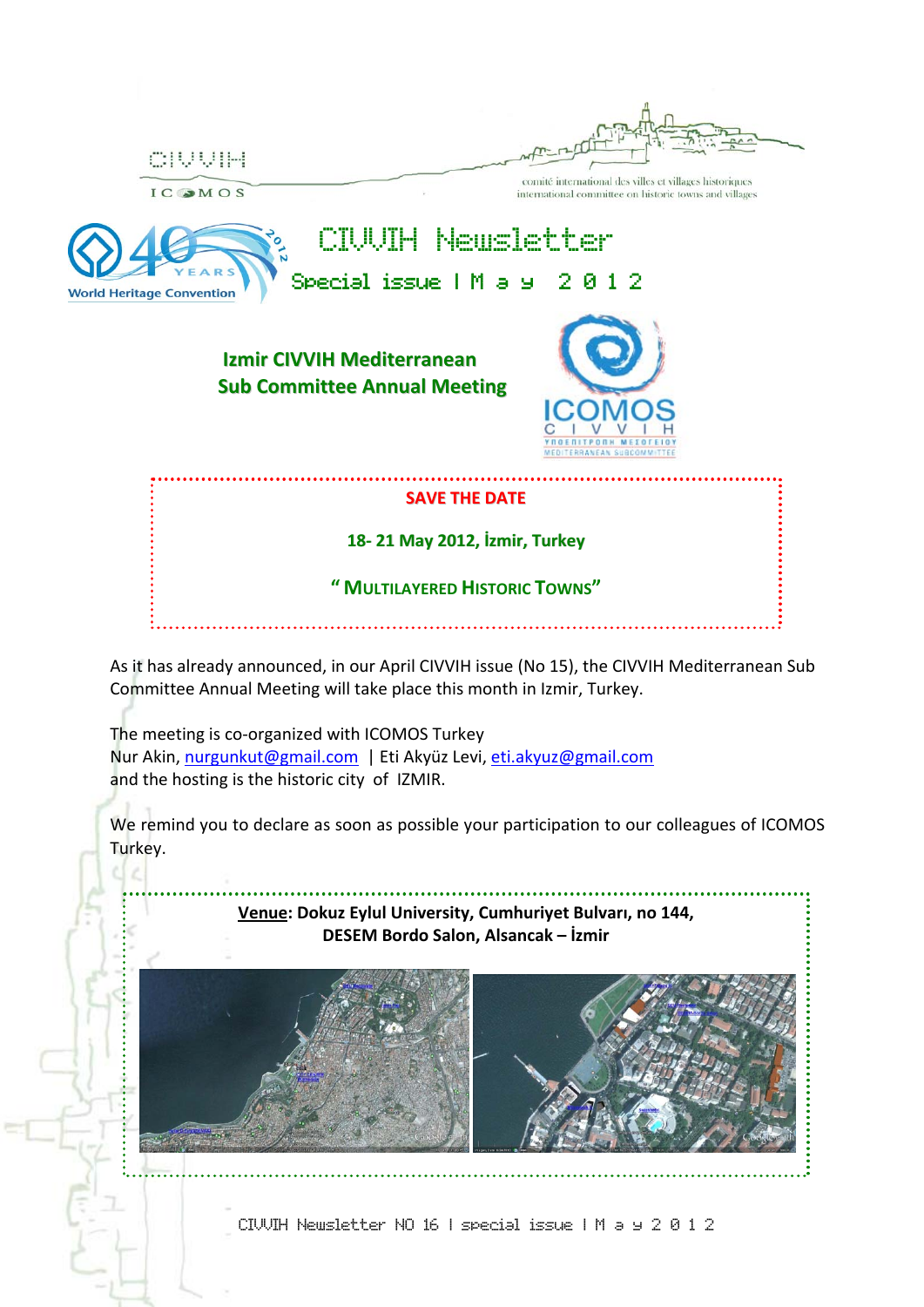CIVVIH

ICOMOS

comité international des villes et villages historiques
international committee on historic towns and villages

World Heritage Convention 40 YEARS 2012

# CIVVIH Newsletter

## Special issue | May 2012

## Izmir CIVVIH Mediterranean Sub Committee Annual Meeting

ICOMOS CIVVIH
ΥΠΟΕΠΙΤΡΟΠΗ ΜΕΣΟΓΕΙΟΥ
MEDITERRANEAN SUBCOMMITTEE

**SAVE THE DATE**

**18- 21 May 2012, İzmir, Turkey**

**" MULTILAYERED HISTORIC TOWNS"**

As it has already announced, in our April CIVVIH issue (No 15), the CIVVIH Mediterranean Sub Committee Annual Meeting will take place this month in Izmir, Turkey.

The meeting is co-organized with ICOMOS Turkey
Nur Akin, nurgunkut@gmail.com | Eti Akyüz Levi, eti.akyuz@gmail.com
and the hosting is the historic city of IZMIR.

We remind you to declare as soon as possible your participation to our colleagues of ICOMOS Turkey.

**Venue: Dokuz Eylul University, Cumhuriyet Bulvarı, no 144, DESEM Bordo Salon, Alsancak – İzmir**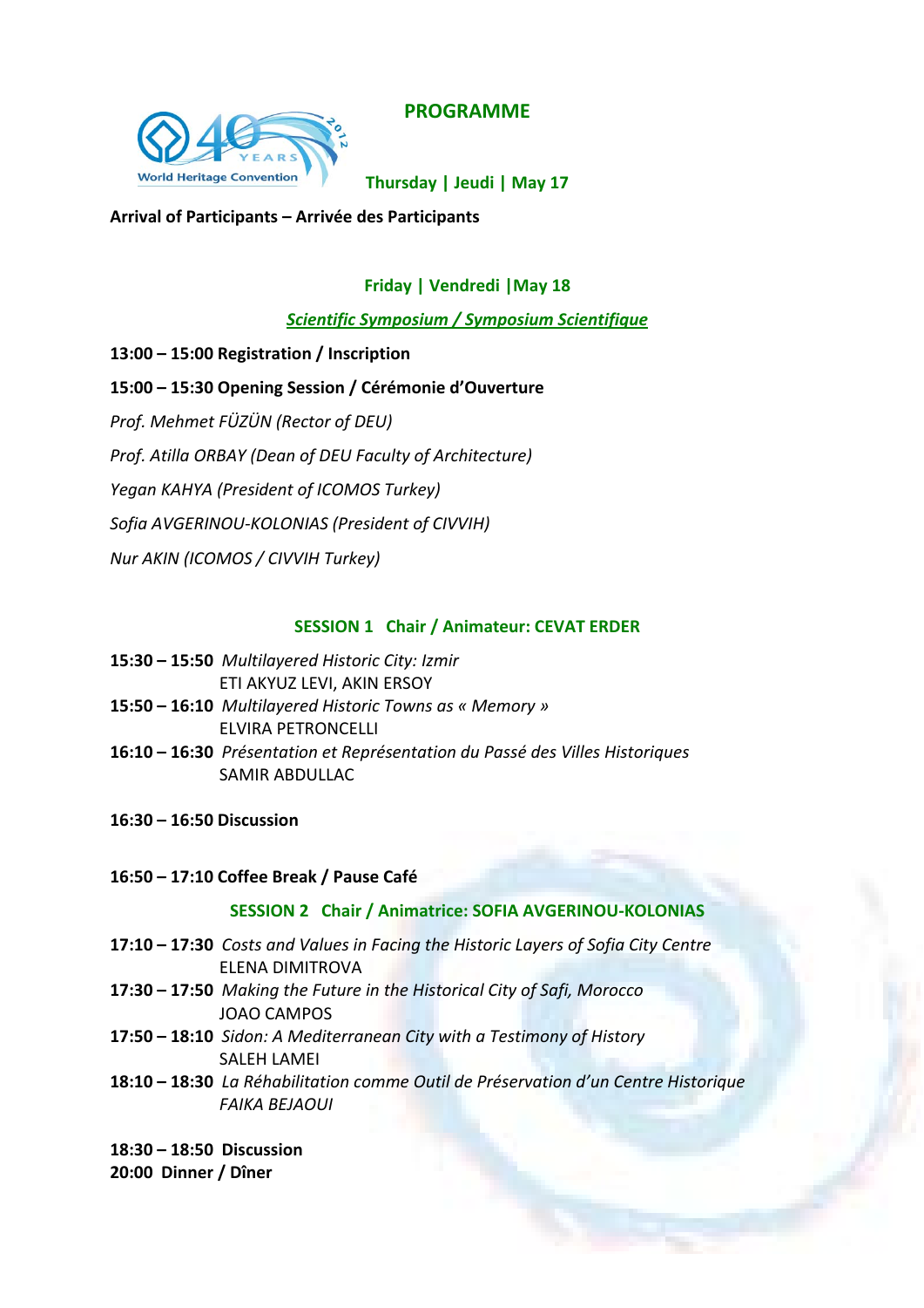# PROGRAMME

### Thursday | Jeudi | May 17

**Arrival of Participants – Arrivée des Participants**

### Friday | Vendredi |May 18

***Scientific Symposium / Symposium Scientifique***

**13:00 – 15:00 Registration / Inscription**

**15:00 – 15:30 Opening Session / Cérémonie d'Ouverture**

*Prof. Mehmet FÜZÜN (Rector of DEU)*

*Prof. Atilla ORBAY (Dean of DEU Faculty of Architecture)*

*Yegan KAHYA (President of ICOMOS Turkey)*

*Sofia AVGERINOU-KOLONIAS (President of CIVVIH)*

*Nur AKIN (ICOMOS / CIVVIH Turkey)*

### SESSION 1 Chair / Animateur: CEVAT ERDER

**15:30 – 15:50** *Multilayered Historic City: Izmir*
ETI AKYUZ LEVI, AKIN ERSOY

**15:50 – 16:10** *Multilayered Historic Towns as « Memory »*
ELVIRA PETRONCELLI

**16:10 – 16:30** *Présentation et Représentation du Passé des Villes Historiques*
SAMIR ABDULLAC

**16:30 – 16:50 Discussion**

**16:50 – 17:10 Coffee Break / Pause Café**

### SESSION 2 Chair / Animatrice: SOFIA AVGERINOU-KOLONIAS

**17:10 – 17:30** *Costs and Values in Facing the Historic Layers of Sofia City Centre*
ELENA DIMITROVA

**17:30 – 17:50** *Making the Future in the Historical City of Safi, Morocco*
JOAO CAMPOS

**17:50 – 18:10** *Sidon: A Mediterranean City with a Testimony of History*
SALEH LAMEI

**18:10 – 18:30** *La Réhabilitation comme Outil de Préservation d'un Centre Historique*
*FAIKA BEJAOUI*

**18:30 – 18:50 Discussion**

**20:00 Dinner / Dîner**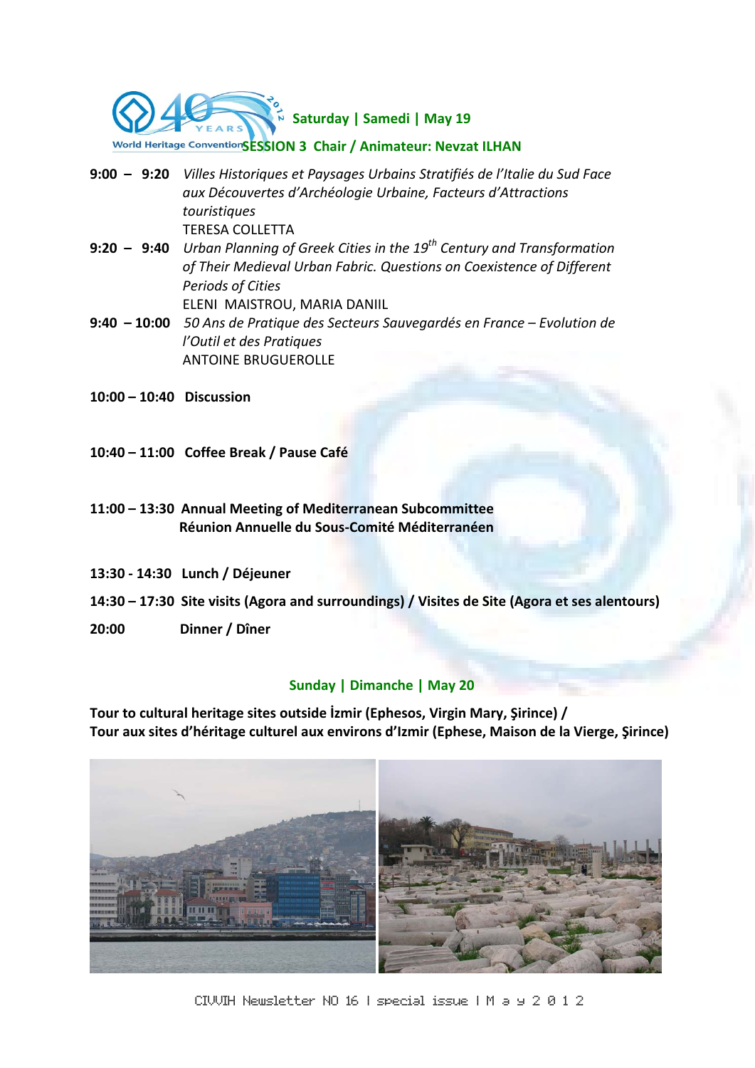## Saturday | Samedi | May 19

### SESSION 3 Chair / Animateur: Nevzat ILHAN

**9:00 – 9:20** *Villes Historiques et Paysages Urbains Stratifiés de l'Italie du Sud Face aux Découvertes d'Archéologie Urbaine, Facteurs d'Attractions touristiques*
TERESA COLLETTA

**9:20 – 9:40** *Urban Planning of Greek Cities in the 19th Century and Transformation of Their Medieval Urban Fabric. Questions on Coexistence of Different Periods of Cities*
ELENI MAISTROU, MARIA DANIIL

**9:40 – 10:00** *50 Ans de Pratique des Secteurs Sauvegardés en France – Evolution de l'Outil et des Pratiques*
ANTOINE BRUGUEROLLE

**10:00 – 10:40 Discussion**

**10:40 – 11:00 Coffee Break / Pause Café**

**11:00 – 13:30 Annual Meeting of Mediterranean Subcommittee**
**Réunion Annuelle du Sous-Comité Méditerranéen**

**13:30 - 14:30 Lunch / Déjeuner**

**14:30 – 17:30 Site visits (Agora and surroundings) / Visites de Site (Agora et ses alentours)**

**20:00 Dinner / Dîner**

## Sunday | Dimanche | May 20

**Tour to cultural heritage sites outside İzmir (Ephesos, Virgin Mary, Şirince) /**
**Tour aux sites d'héritage culturel aux environs d'Izmir (Ephese, Maison de la Vierge, Şirince)**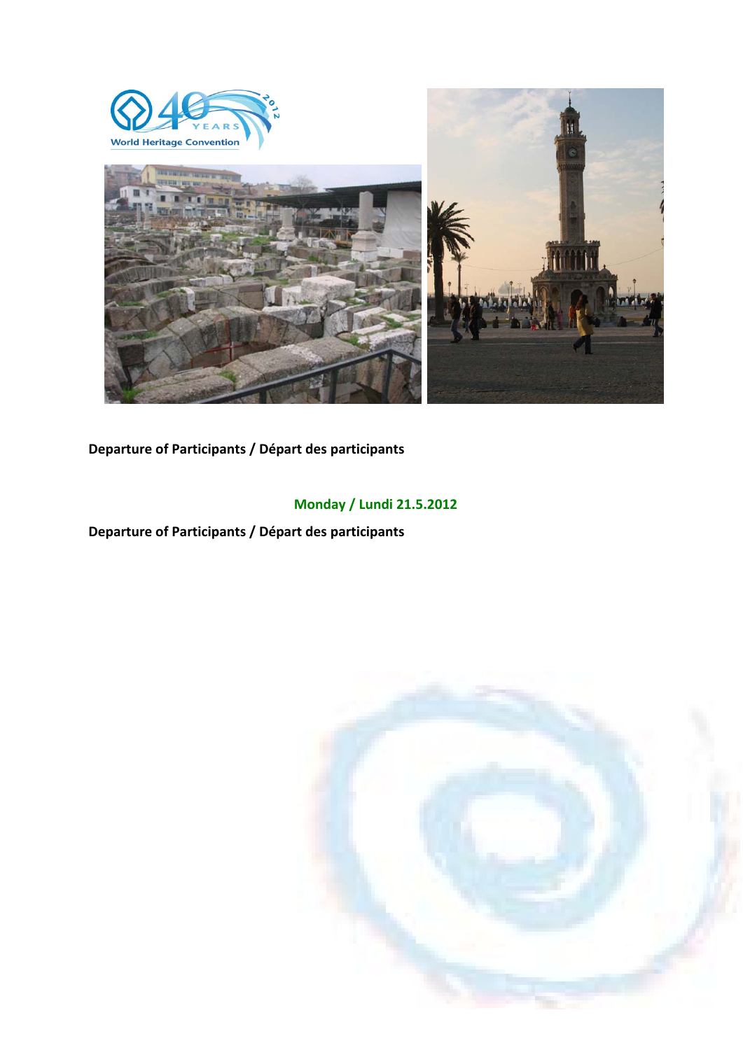**Departure of Participants / Départ des participants**

**Monday / Lundi 21.5.2012**

**Departure of Participants / Départ des participants**